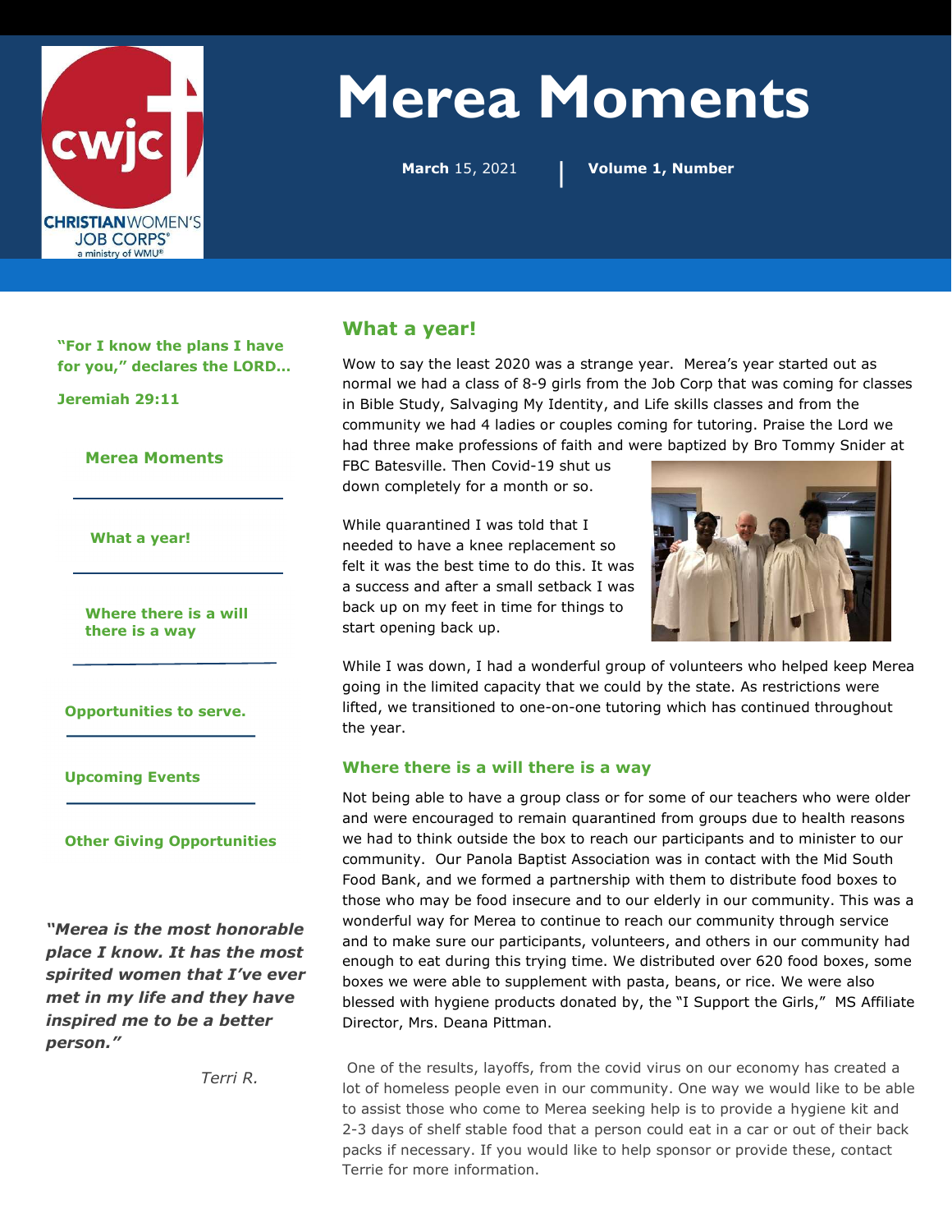# Merea Moments

**March** 15, 2021 | **Volume 1, Number**

**"For I know the plans I have for you," declares the LORD…**

**Jeremiah 29:11**

**Merea Moments**

**What a year!**

**Where there is a will there is a way**

**Opportunities to serve.**

**Upcoming Events**

**Other Giving Opportunities**

***"Merea is the most honorable place I know. It has the most spirited women that I've ever met in my life and they have inspired me to be a better person."***

*Terri R.*

## What a year!

Wow to say the least 2020 was a strange year. Merea's year started out as normal we had a class of 8-9 girls from the Job Corp that was coming for classes in Bible Study, Salvaging My Identity, and Life skills classes and from the community we had 4 ladies or couples coming for tutoring. Praise the Lord we had three make professions of faith and were baptized by Bro Tommy Snider at FBC Batesville. Then Covid-19 shut us down completely for a month or so.

While quarantined I was told that I needed to have a knee replacement so felt it was the best time to do this. It was a success and after a small setback I was back up on my feet in time for things to start opening back up.

While I was down, I had a wonderful group of volunteers who helped keep Merea going in the limited capacity that we could by the state. As restrictions were lifted, we transitioned to one-on-one tutoring which has continued throughout the year.

### Where there is a will there is a way

Not being able to have a group class or for some of our teachers who were older and were encouraged to remain quarantined from groups due to health reasons we had to think outside the box to reach our participants and to minister to our community. Our Panola Baptist Association was in contact with the Mid South Food Bank, and we formed a partnership with them to distribute food boxes to those who may be food insecure and to our elderly in our community. This was a wonderful way for Merea to continue to reach our community through service and to make sure our participants, volunteers, and others in our community had enough to eat during this trying time. We distributed over 620 food boxes, some boxes we were able to supplement with pasta, beans, or rice. We were also blessed with hygiene products donated by, the "I Support the Girls," MS Affiliate Director, Mrs. Deana Pittman.

One of the results, layoffs, from the covid virus on our economy has created a lot of homeless people even in our community. One way we would like to be able to assist those who come to Merea seeking help is to provide a hygiene kit and 2-3 days of shelf stable food that a person could eat in a car or out of their back packs if necessary. If you would like to help sponsor or provide these, contact Terrie for more information.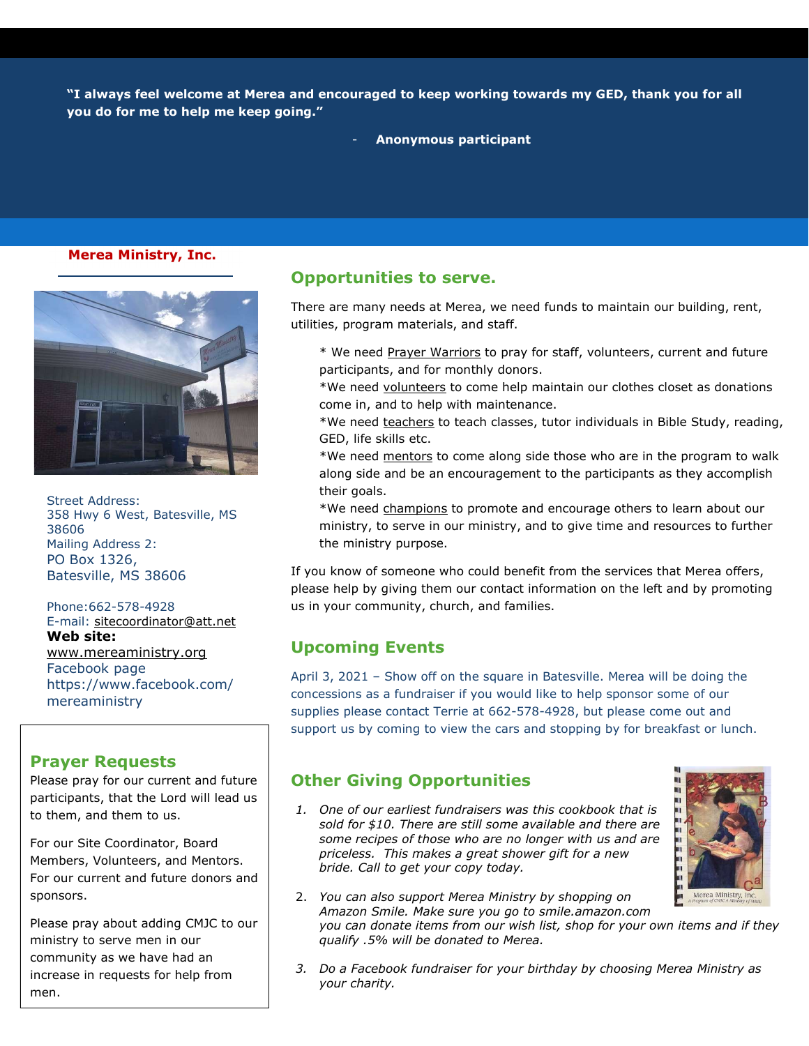**"I always feel welcome at Merea and encouraged to keep working towards my GED, thank you for all you do for me to help me keep going."**

- **Anonymous participant**

**Merea Ministry, Inc.**

Street Address:
358 Hwy 6 West, Batesville, MS 38606
Mailing Address 2:
PO Box 1326,
Batesville, MS 38606

Phone:662-578-4928
E-mail: sitecoordinator@att.net
**Web site:**
www.mereaministry.org
Facebook page
https://www.facebook.com/mereaministry

## Prayer Requests

Please pray for our current and future participants, that the Lord will lead us to them, and them to us.

For our Site Coordinator, Board Members, Volunteers, and Mentors. For our current and future donors and sponsors.

Please pray about adding CMJC to our ministry to serve men in our community as we have had an increase in requests for help from men.

## Opportunities to serve.

There are many needs at Merea, we need funds to maintain our building, rent, utilities, program materials, and staff.

* We need Prayer Warriors to pray for staff, volunteers, current and future participants, and for monthly donors.
*We need volunteers to come help maintain our clothes closet as donations come in, and to help with maintenance.
*We need teachers to teach classes, tutor individuals in Bible Study, reading, GED, life skills etc.
*We need mentors to come along side those who are in the program to walk along side and be an encouragement to the participants as they accomplish their goals.
*We need champions to promote and encourage others to learn about our ministry, to serve in our ministry, and to give time and resources to further the ministry purpose.

If you know of someone who could benefit from the services that Merea offers, please help by giving them our contact information on the left and by promoting us in your community, church, and families.

## Upcoming Events

April 3, 2021 – Show off on the square in Batesville. Merea will be doing the concessions as a fundraiser if you would like to help sponsor some of our supplies please contact Terrie at 662-578-4928, but please come out and support us by coming to view the cars and stopping by for breakfast or lunch.

## Other Giving Opportunities

1. *One of our earliest fundraisers was this cookbook that is sold for $10. There are still some available and there are some recipes of those who are no longer with us and are priceless. This makes a great shower gift for a new bride. Call to get your copy today.*
2. *You can also support Merea Ministry by shopping on Amazon Smile. Make sure you go to smile.amazon.com you can donate items from our wish list, shop for your own items and if they qualify .5% will be donated to Merea.*
3. *Do a Facebook fundraiser for your birthday by choosing Merea Ministry as your charity.*